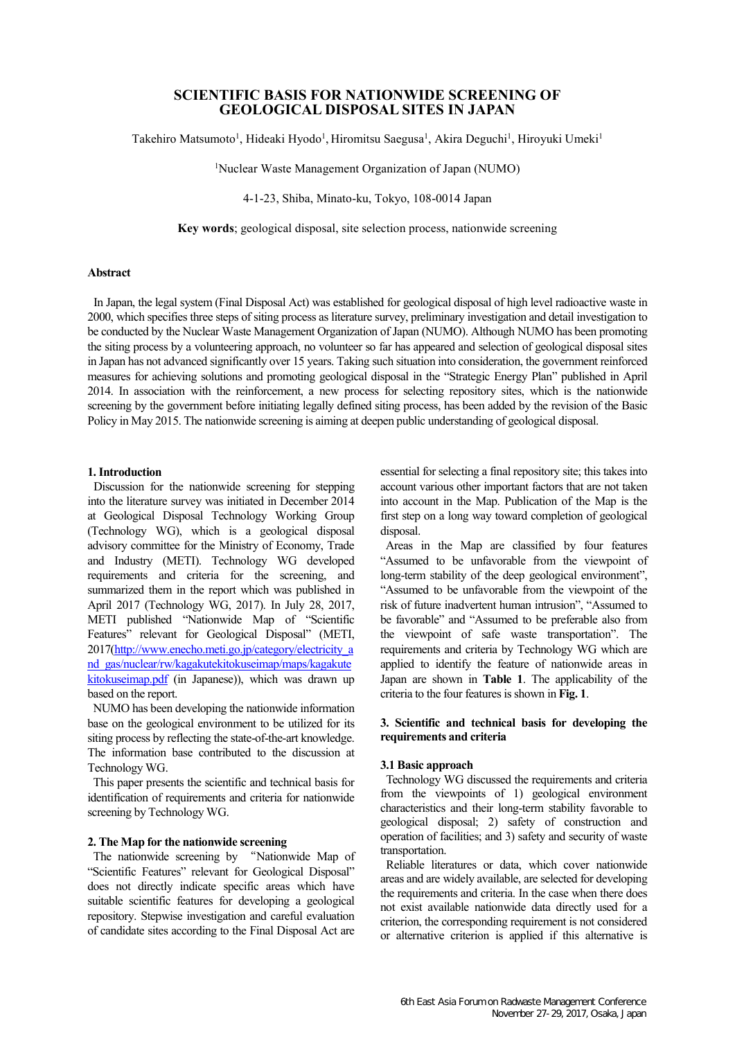# SCIENTIFIC BASIS FOR NATIONWIDE SCREENING OF GEOLOGICAL DISPOSAL SITES IN JAPAN

Takehiro Matsumoto[1], Hideaki Hyodo[1], Hiromitsu Saegusa[1], Akira Deguchi[1], Hiroyuki Umeki[1]

[1]Nuclear Waste Management Organization of Japan (NUMO)

4-1-23, Shiba, Minato-ku, Tokyo, 108-0014 Japan

**Key words**; geological disposal, site selection process, nationwide screening

### Abstract

In Japan, the legal system (Final Disposal Act) was established for geological disposal of high level radioactive waste in 2000, which specifies three steps of siting process as literature survey, preliminary investigation and detail investigation to be conducted by the Nuclear Waste Management Organization of Japan (NUMO). Although NUMO has been promoting the siting process by a volunteering approach, no volunteer so far has appeared and selection of geological disposal sites in Japan has not advanced significantly over 15 years. Taking such situation into consideration, the government reinforced measures for achieving solutions and promoting geological disposal in the "Strategic Energy Plan" published in April 2014. In association with the reinforcement, a new process for selecting repository sites, which is the nationwide screening by the government before initiating legally defined siting process, has been added by the revision of the Basic Policy in May 2015. The nationwide screening is aiming at deepen public understanding of geological disposal.

## 1. Introduction

Discussion for the nationwide screening for stepping into the literature survey was initiated in December 2014 at Geological Disposal Technology Working Group (Technology WG), which is a geological disposal advisory committee for the Ministry of Economy, Trade and Industry (METI). Technology WG developed requirements and criteria for the screening, and summarized them in the report which was published in April 2017 (Technology WG, 2017). In July 28, 2017, METI published "Nationwide Map of "Scientific Features" relevant for Geological Disposal" (METI, 2017(http://www.enecho.meti.go.jp/category/electricity_and_gas/nuclear/rw/kagakutekitokuseimap/maps/kagakutekitokuseimap.pdf (in Japanese)), which was drawn up based on the report.

NUMO has been developing the nationwide information base on the geological environment to be utilized for its siting process by reflecting the state-of-the-art knowledge. The information base contributed to the discussion at Technology WG.

This paper presents the scientific and technical basis for identification of requirements and criteria for nationwide screening by Technology WG.

## 2. The Map for the nationwide screening

The nationwide screening by "Nationwide Map of "Scientific Features" relevant for Geological Disposal" does not directly indicate specific areas which have suitable scientific features for developing a geological repository. Stepwise investigation and careful evaluation of candidate sites according to the Final Disposal Act are essential for selecting a final repository site; this takes into account various other important factors that are not taken into account in the Map. Publication of the Map is the first step on a long way toward completion of geological disposal.

Areas in the Map are classified by four features "Assumed to be unfavorable from the viewpoint of long-term stability of the deep geological environment", "Assumed to be unfavorable from the viewpoint of the risk of future inadvertent human intrusion", "Assumed to be favorable" and "Assumed to be preferable also from the viewpoint of safe waste transportation". The requirements and criteria by Technology WG which are applied to identify the feature of nationwide areas in Japan are shown in **Table 1**. The applicability of the criteria to the four features is shown in **Fig. 1**.

## 3. Scientific and technical basis for developing the requirements and criteria

### 3.1 Basic approach

Technology WG discussed the requirements and criteria from the viewpoints of 1) geological environment characteristics and their long-term stability favorable to geological disposal; 2) safety of construction and operation of facilities; and 3) safety and security of waste transportation.

Reliable literatures or data, which cover nationwide areas and are widely available, are selected for developing the requirements and criteria. In the case when there does not exist available nationwide data directly used for a criterion, the corresponding requirement is not considered or alternative criterion is applied if this alternative is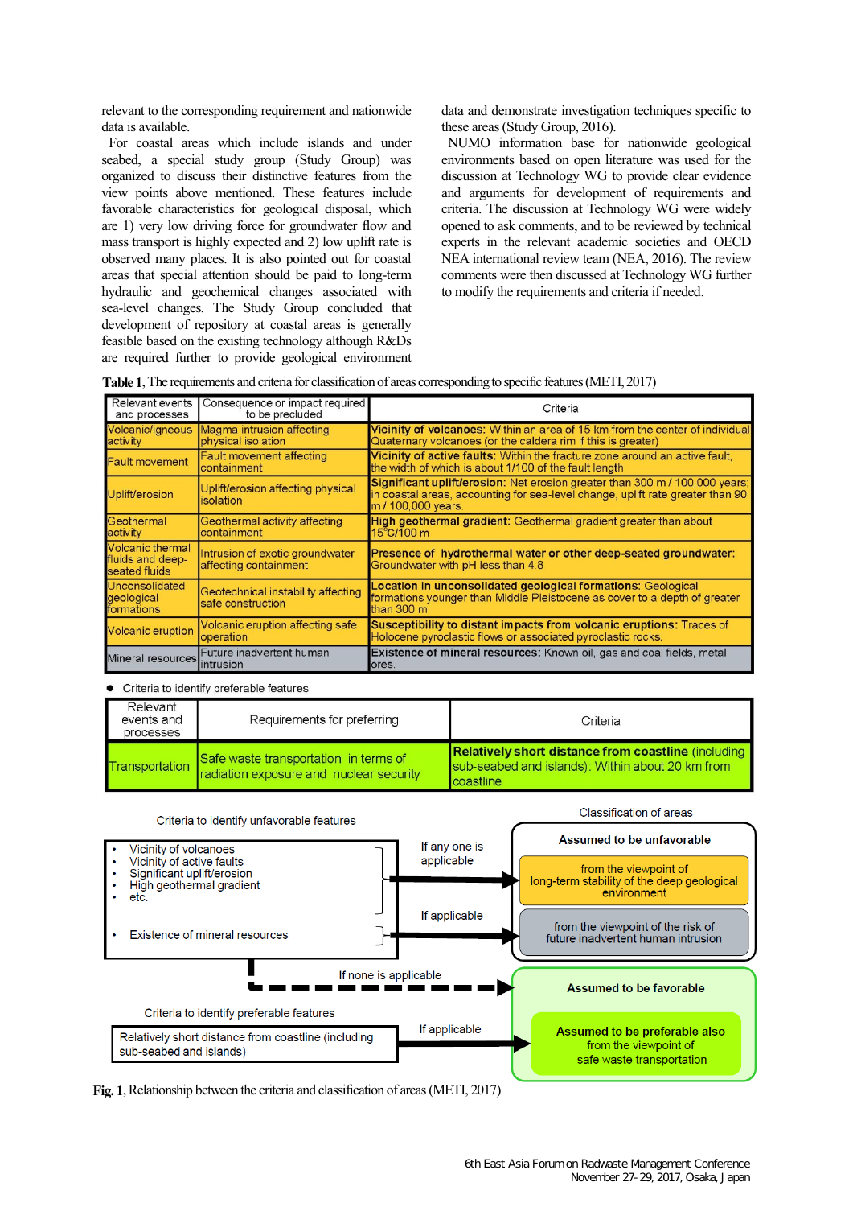relevant to the corresponding requirement and nationwide data is available.

For coastal areas which include islands and under seabed, a special study group (Study Group) was organized to discuss their distinctive features from the view points above mentioned. These features include favorable characteristics for geological disposal, which are 1) very low driving force for groundwater flow and mass transport is highly expected and 2) low uplift rate is observed many places. It is also pointed out for coastal areas that special attention should be paid to long-term hydraulic and geochemical changes associated with sea-level changes. The Study Group concluded that development of repository at coastal areas is generally feasible based on the existing technology although R&Ds are required further to provide geological environment data and demonstrate investigation techniques specific to these areas (Study Group, 2016).

NUMO information base for nationwide geological environments based on open literature was used for the discussion at Technology WG to provide clear evidence and arguments for development of requirements and criteria. The discussion at Technology WG were widely opened to ask comments, and to be reviewed by technical experts in the relevant academic societies and OECD NEA international review team (NEA, 2016). The review comments were then discussed at Technology WG further to modify the requirements and criteria if needed.

**Table 1**, The requirements and criteria for classification of areas corresponding to specific features (METI, 2017)

| Relevant events and processes | Consequence or impact required to be precluded | Criteria |
|---|---|---|
| Volcanic/igneous activity | Magma intrusion affecting physical isolation | **Vicinity of volcanoes:** Within an area of 15 km from the center of individual Quaternary volcanoes (or the caldera rim if this is greater) |
| Fault movement | Fault movement affecting containment | **Vicinity of active faults:** Within the fracture zone around an active fault, the width of which is about 1/100 of the fault length |
| Uplift/erosion | Uplift/erosion affecting physical isolation | **Significant uplift/erosion:** Net erosion greater than 300 m / 100,000 years; in coastal areas, accounting for sea-level change, uplift rate greater than 90 m / 100,000 years. |
| Geothermal activity | Geothermal activity affecting containment | **High geothermal gradient:** Geothermal gradient greater than about 15°C/100 m |
| Volcanic thermal fluids and deep-seated fluids | Intrusion of exotic groundwater affecting containment | **Presence of hydrothermal water or other deep-seated groundwater:** Groundwater with pH less than 4.8 |
| Unconsolidated geological formations | Geotechnical instability affecting safe construction | **Location in unconsolidated geological formations:** Geological formations younger than Middle Pleistocene as cover to a depth of greater than 300 m |
| Volcanic eruption | Volcanic eruption affecting safe operation | **Susceptibility to distant impacts from volcanic eruptions:** Traces of Holocene pyroclastic flows or associated pyroclastic rocks. |
| Mineral resources | Future inadvertent human intrusion | **Existence of mineral resources:** Known oil, gas and coal fields, metal ores. |

- Criteria to identify preferable features

| Relevant events and processes | Requirements for preferring | Criteria |
|---|---|---|
| Transportation | Safe waste transportation in terms of radiation exposure and nuclear security | **Relatively short distance from coastline** (including sub-seabed and islands): Within about 20 km from coastline |

Criteria to identify unfavorable features

- Vicinity of volcanoes
- Vicinity of active faults
- Significant uplift/erosion
- High geothermal gradient
- etc.

→ If any one is applicable → Assumed to be unfavorable: from the viewpoint of long-term stability of the deep geological environment

- Existence of mineral resources

→ If applicable → Assumed to be unfavorable: from the viewpoint of the risk of future inadvertent human intrusion

If none is applicable → Assumed to be favorable

Criteria to identify preferable features

Relatively short distance from coastline (including sub-seabed and islands)

→ If applicable → Assumed to be preferable also from the viewpoint of safe waste transportation

Classification of areas

**Fig. 1**, Relationship between the criteria and classification of areas (METI, 2017)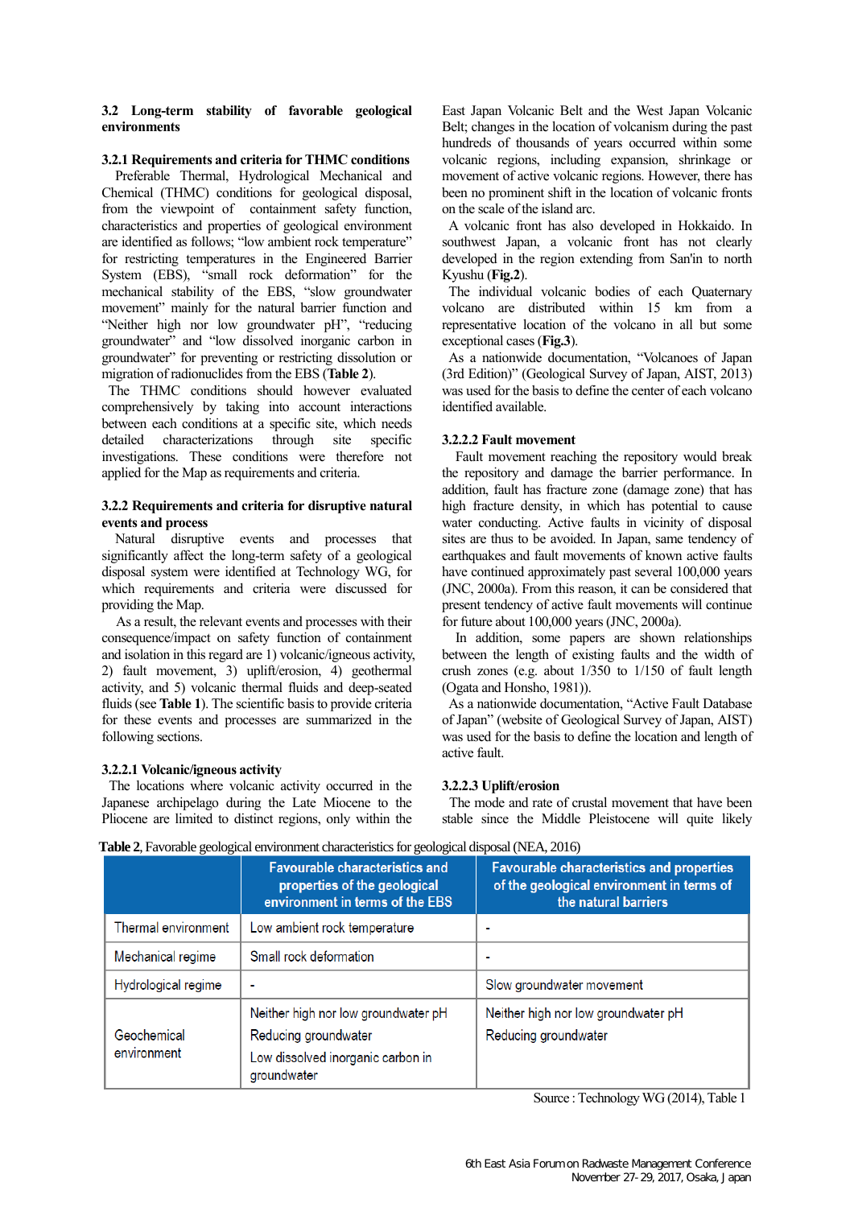### 3.2 Long-term stability of favorable geological environments

#### 3.2.1 Requirements and criteria for THMC conditions

Preferable Thermal, Hydrological Mechanical and Chemical (THMC) conditions for geological disposal, from the viewpoint of containment safety function, characteristics and properties of geological environment are identified as follows; "low ambient rock temperature" for restricting temperatures in the Engineered Barrier System (EBS), "small rock deformation" for the mechanical stability of the EBS, "slow groundwater movement" mainly for the natural barrier function and "Neither high nor low groundwater pH", "reducing groundwater" and "low dissolved inorganic carbon in groundwater" for preventing or restricting dissolution or migration of radionuclides from the EBS (**Table 2**).

The THMC conditions should however evaluated comprehensively by taking into account interactions between each conditions at a specific site, which needs detailed characterizations through site specific investigations. These conditions were therefore not applied for the Map as requirements and criteria.

#### 3.2.2 Requirements and criteria for disruptive natural events and process

Natural disruptive events and processes that significantly affect the long-term safety of a geological disposal system were identified at Technology WG, for which requirements and criteria were discussed for providing the Map.

As a result, the relevant events and processes with their consequence/impact on safety function of containment and isolation in this regard are 1) volcanic/igneous activity, 2) fault movement, 3) uplift/erosion, 4) geothermal activity, and 5) volcanic thermal fluids and deep-seated fluids (see **Table 1**). The scientific basis to provide criteria for these events and processes are summarized in the following sections.

##### 3.2.2.1 Volcanic/igneous activity

The locations where volcanic activity occurred in the Japanese archipelago during the Late Miocene to the Pliocene are limited to distinct regions, only within the East Japan Volcanic Belt and the West Japan Volcanic Belt; changes in the location of volcanism during the past hundreds of thousands of years occurred within some volcanic regions, including expansion, shrinkage or movement of active volcanic regions. However, there has been no prominent shift in the location of volcanic fronts on the scale of the island arc.

A volcanic front has also developed in Hokkaido. In southwest Japan, a volcanic front has not clearly developed in the region extending from San'in to north Kyushu (**Fig.2**).

The individual volcanic bodies of each Quaternary volcano are distributed within 15 km from a representative location of the volcano in all but some exceptional cases (**Fig.3**).

As a nationwide documentation, "Volcanoes of Japan (3rd Edition)" (Geological Survey of Japan, AIST, 2013) was used for the basis to define the center of each volcano identified available.

##### 3.2.2.2 Fault movement

Fault movement reaching the repository would break the repository and damage the barrier performance. In addition, fault has fracture zone (damage zone) that has high fracture density, in which has potential to cause water conducting. Active faults in vicinity of disposal sites are thus to be avoided. In Japan, same tendency of earthquakes and fault movements of known active faults have continued approximately past several 100,000 years (JNC, 2000a). From this reason, it can be considered that present tendency of active fault movements will continue for future about 100,000 years (JNC, 2000a).

In addition, some papers are shown relationships between the length of existing faults and the width of crush zones (e.g. about 1/350 to 1/150 of fault length (Ogata and Honsho, 1981)).

As a nationwide documentation, "Active Fault Database of Japan" (website of Geological Survey of Japan, AIST) was used for the basis to define the location and length of active fault.

##### 3.2.2.3 Uplift/erosion

The mode and rate of crustal movement that have been stable since the Middle Pleistocene will quite likely

**Table 2**, Favorable geological environment characteristics for geological disposal (NEA, 2016)

| | Favourable characteristics and properties of the geological environment in terms of the EBS | Favourable characteristics and properties of the geological environment in terms of the natural barriers |
|---|---|---|
| Thermal environment | Low ambient rock temperature | - |
| Mechanical regime | Small rock deformation | - |
| Hydrological regime | - | Slow groundwater movement |
| Geochemical environment | Neither high nor low groundwater pH<br>Reducing groundwater<br>Low dissolved inorganic carbon in groundwater | Neither high nor low groundwater pH<br>Reducing groundwater |

Source : Technology WG (2014), Table 1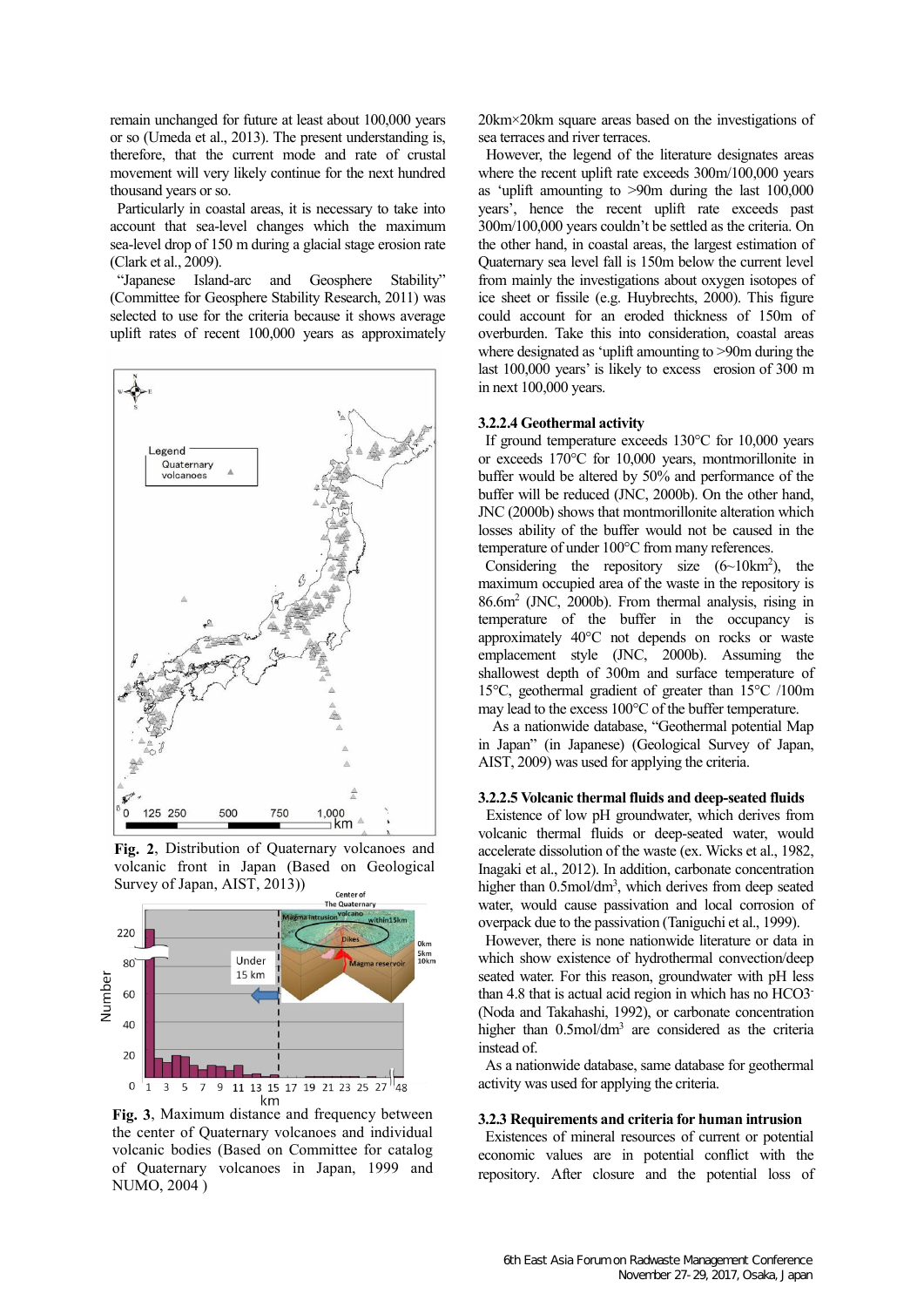remain unchanged for future at least about 100,000 years or so (Umeda et al., 2013). The present understanding is, therefore, that the current mode and rate of crustal movement will very likely continue for the next hundred thousand years or so.

Particularly in coastal areas, it is necessary to take into account that sea-level changes which the maximum sea-level drop of 150 m during a glacial stage erosion rate (Clark et al., 2009).

"Japanese Island-arc and Geosphere Stability" (Committee for Geosphere Stability Research, 2011) was selected to use for the criteria because it shows average uplift rates of recent 100,000 years as approximately 20km×20km square areas based on the investigations of sea terraces and river terraces.

However, the legend of the literature designates areas where the recent uplift rate exceeds 300m/100,000 years as 'uplift amounting to >90m during the last 100,000 years', hence the recent uplift rate exceeds past 300m/100,000 years couldn't be settled as the criteria. On the other hand, in coastal areas, the largest estimation of Quaternary sea level fall is 150m below the current level from mainly the investigations about oxygen isotopes of ice sheet or fissile (e.g. Huybrechts, 2000). This figure could account for an eroded thickness of 150m of overburden. Take this into consideration, coastal areas where designated as 'uplift amounting to >90m during the last 100,000 years' is likely to excess erosion of 300 m in next 100,000 years.

**Fig. 2**, Distribution of Quaternary volcanoes and volcanic front in Japan (Based on Geological Survey of Japan, AIST, 2013))

**Fig. 3**, Maximum distance and frequency between the center of Quaternary volcanoes and individual volcanic bodies (Based on Committee for catalog of Quaternary volcanoes in Japan, 1999 and NUMO, 2004 )

### 3.2.2.4 Geothermal activity

If ground temperature exceeds 130°C for 10,000 years or exceeds 170°C for 10,000 years, montmorillonite in buffer would be altered by 50% and performance of the buffer will be reduced (JNC, 2000b). On the other hand, JNC (2000b) shows that montmorillonite alteration which losses ability of the buffer would not be caused in the temperature of under 100°C from many references.

Considering the repository size (6~10km$^2$), the maximum occupied area of the waste in the repository is 86.6m$^2$ (JNC, 2000b). From thermal analysis, rising in temperature of the buffer in the occupancy is approximately 40°C not depends on rocks or waste emplacement style (JNC, 2000b). Assuming the shallowest depth of 300m and surface temperature of 15°C, geothermal gradient of greater than 15°C /100m may lead to the excess 100°C of the buffer temperature.

As a nationwide database, "Geothermal potential Map in Japan" (in Japanese) (Geological Survey of Japan, AIST, 2009) was used for applying the criteria.

### 3.2.2.5 Volcanic thermal fluids and deep-seated fluids

Existence of low pH groundwater, which derives from volcanic thermal fluids or deep-seated water, would accelerate dissolution of the waste (ex. Wicks et al., 1982, Inagaki et al., 2012). In addition, carbonate concentration higher than 0.5mol/dm$^3$, which derives from deep seated water, would cause passivation and local corrosion of overpack due to the passivation (Taniguchi et al., 1999).

However, there is none nationwide literature or data in which show existence of hydrothermal convection/deep seated water. For this reason, groundwater with pH less than 4.8 that is actual acid region in which has no $HCO_3^-$ (Noda and Takahashi, 1992), or carbonate concentration higher than 0.5mol/dm$^3$ are considered as the criteria instead of.

As a nationwide database, same database for geothermal activity was used for applying the criteria.

### 3.2.3 Requirements and criteria for human intrusion

Existences of mineral resources of current or potential economic values are in potential conflict with the repository. After closure and the potential loss of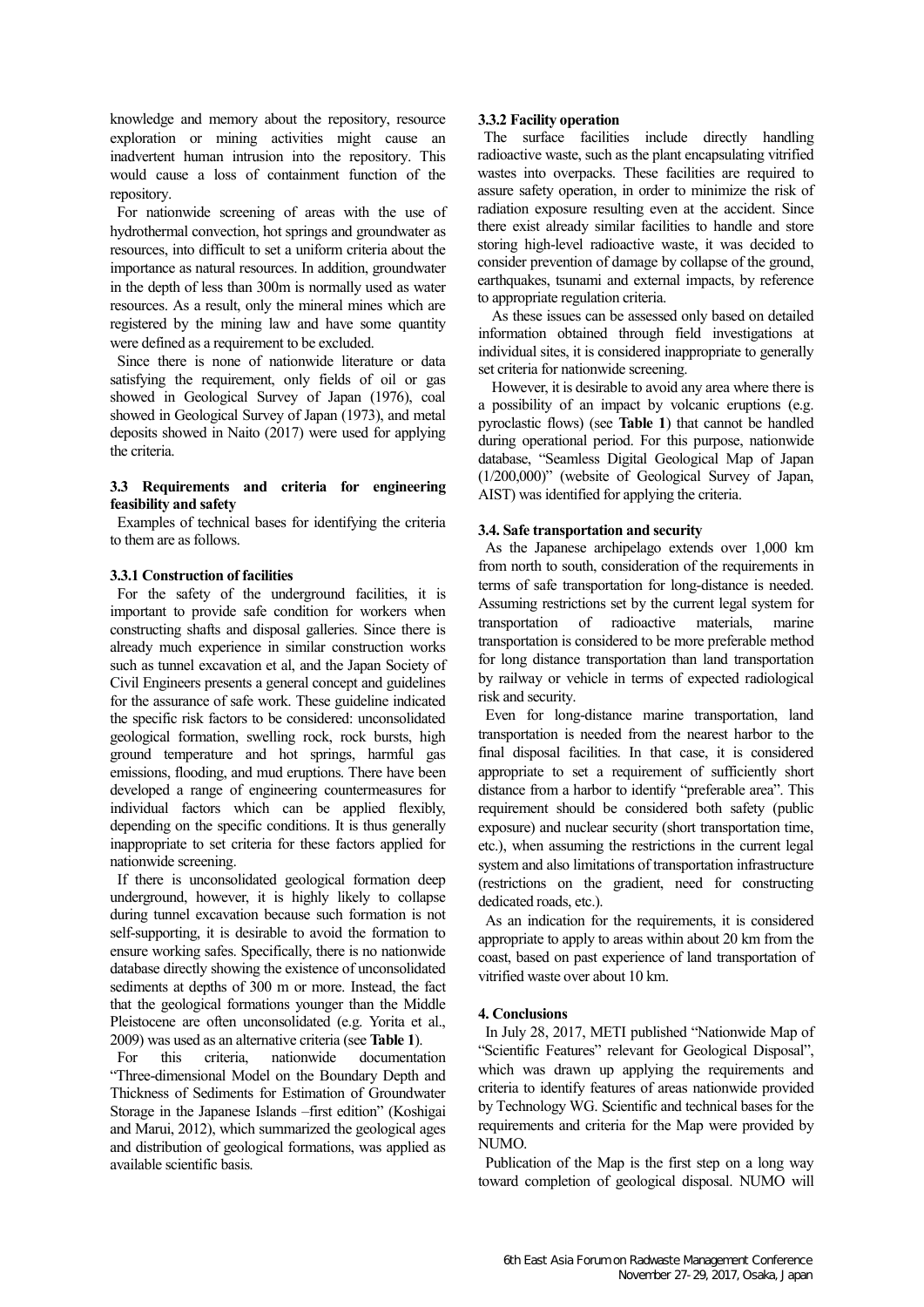knowledge and memory about the repository, resource exploration or mining activities might cause an inadvertent human intrusion into the repository. This would cause a loss of containment function of the repository.

For nationwide screening of areas with the use of hydrothermal convection, hot springs and groundwater as resources, into difficult to set a uniform criteria about the importance as natural resources. In addition, groundwater in the depth of less than 300m is normally used as water resources. As a result, only the mineral mines which are registered by the mining law and have some quantity were defined as a requirement to be excluded.

Since there is none of nationwide literature or data satisfying the requirement, only fields of oil or gas showed in Geological Survey of Japan (1976), coal showed in Geological Survey of Japan (1973), and metal deposits showed in Naito (2017) were used for applying the criteria.

### 3.3 Requirements and criteria for engineering feasibility and safety

Examples of technical bases for identifying the criteria to them are as follows.

#### 3.3.1 Construction of facilities

For the safety of the underground facilities, it is important to provide safe condition for workers when constructing shafts and disposal galleries. Since there is already much experience in similar construction works such as tunnel excavation et al, and the Japan Society of Civil Engineers presents a general concept and guidelines for the assurance of safe work. These guideline indicated the specific risk factors to be considered: unconsolidated geological formation, swelling rock, rock bursts, high ground temperature and hot springs, harmful gas emissions, flooding, and mud eruptions. There have been developed a range of engineering countermeasures for individual factors which can be applied flexibly, depending on the specific conditions. It is thus generally inappropriate to set criteria for these factors applied for nationwide screening.

If there is unconsolidated geological formation deep underground, however, it is highly likely to collapse during tunnel excavation because such formation is not self-supporting, it is desirable to avoid the formation to ensure working safes. Specifically, there is no nationwide database directly showing the existence of unconsolidated sediments at depths of 300 m or more. Instead, the fact that the geological formations younger than the Middle Pleistocene are often unconsolidated (e.g. Yorita et al., 2009) was used as an alternative criteria (see **Table 1**).

For this criteria, nationwide documentation "Three-dimensional Model on the Boundary Depth and Thickness of Sediments for Estimation of Groundwater Storage in the Japanese Islands –first edition" (Koshigai and Marui, 2012), which summarized the geological ages and distribution of geological formations, was applied as available scientific basis.

#### 3.3.2 Facility operation

The surface facilities include directly handling radioactive waste, such as the plant encapsulating vitrified wastes into overpacks. These facilities are required to assure safety operation, in order to minimize the risk of radiation exposure resulting even at the accident. Since there exist already similar facilities to handle and store storing high-level radioactive waste, it was decided to consider prevention of damage by collapse of the ground, earthquakes, tsunami and external impacts, by reference to appropriate regulation criteria.

As these issues can be assessed only based on detailed information obtained through field investigations at individual sites, it is considered inappropriate to generally set criteria for nationwide screening.

However, it is desirable to avoid any area where there is a possibility of an impact by volcanic eruptions (e.g. pyroclastic flows) (see **Table 1**) that cannot be handled during operational period. For this purpose, nationwide database, "Seamless Digital Geological Map of Japan (1/200,000)" (website of Geological Survey of Japan, AIST) was identified for applying the criteria.

### 3.4. Safe transportation and security

As the Japanese archipelago extends over 1,000 km from north to south, consideration of the requirements in terms of safe transportation for long-distance is needed. Assuming restrictions set by the current legal system for transportation of radioactive materials, marine transportation is considered to be more preferable method for long distance transportation than land transportation by railway or vehicle in terms of expected radiological risk and security.

Even for long-distance marine transportation, land transportation is needed from the nearest harbor to the final disposal facilities. In that case, it is considered appropriate to set a requirement of sufficiently short distance from a harbor to identify "preferable area". This requirement should be considered both safety (public exposure) and nuclear security (short transportation time, etc.), when assuming the restrictions in the current legal system and also limitations of transportation infrastructure (restrictions on the gradient, need for constructing dedicated roads, etc.).

As an indication for the requirements, it is considered appropriate to apply to areas within about 20 km from the coast, based on past experience of land transportation of vitrified waste over about 10 km.

## 4. Conclusions

In July 28, 2017, METI published "Nationwide Map of "Scientific Features" relevant for Geological Disposal", which was drawn up applying the requirements and criteria to identify features of areas nationwide provided by Technology WG. Scientific and technical bases for the requirements and criteria for the Map were provided by NUMO.

Publication of the Map is the first step on a long way toward completion of geological disposal. NUMO will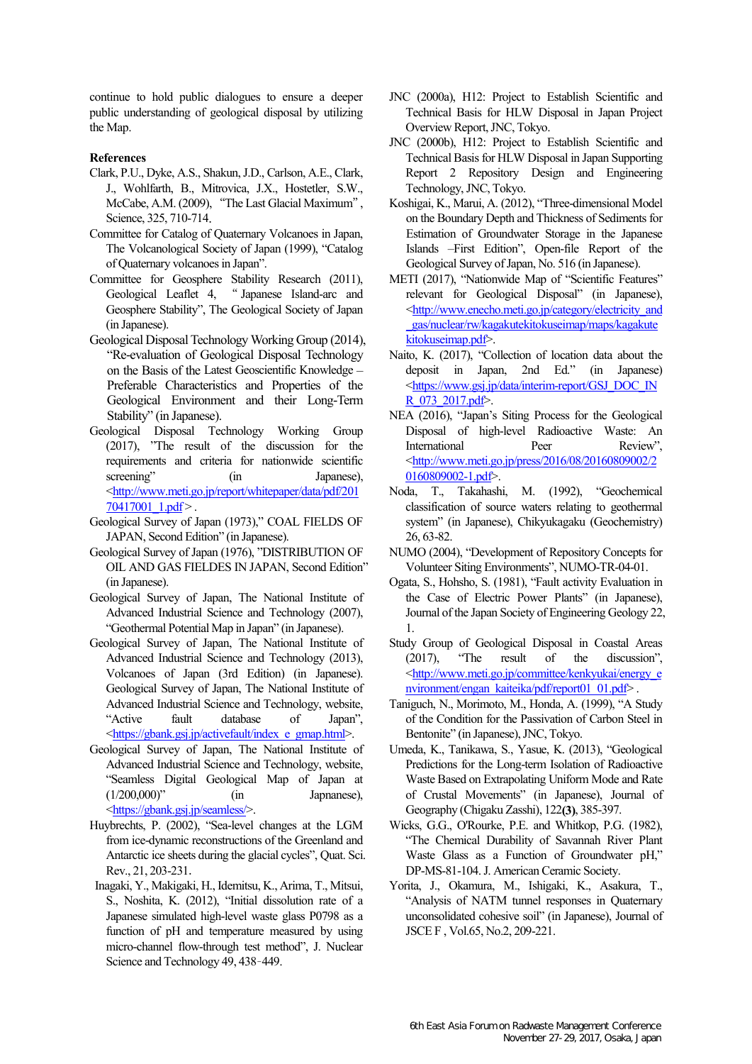continue to hold public dialogues to ensure a deeper public understanding of geological disposal by utilizing the Map.

**References**

Clark, P.U., Dyke, A.S., Shakun, J.D., Carlson, A.E., Clark, J., Wohlfarth, B., Mitrovica, J.X., Hostetler, S.W., McCabe, A.M. (2009), "The Last Glacial Maximum", Science, 325, 710-714.

Committee for Catalog of Quaternary Volcanoes in Japan, The Volcanological Society of Japan (1999), "Catalog of Quaternary volcanoes in Japan".

Committee for Geosphere Stability Research (2011), Geological Leaflet 4, " Japanese Island-arc and Geosphere Stability", The Geological Society of Japan (in Japanese).

Geological Disposal Technology Working Group (2014), "Re-evaluation of Geological Disposal Technology on the Basis of the Latest Geoscientific Knowledge – Preferable Characteristics and Properties of the Geological Environment and their Long-Term Stability" (in Japanese).

Geological Disposal Technology Working Group (2017), "The result of the discussion for the requirements and criteria for nationwide scientific screening" (in Japanese), <http://www.meti.go.jp/report/whitepaper/data/pdf/20170417001_1.pdf>.

Geological Survey of Japan (1973)," COAL FIELDS OF JAPAN, Second Edition" (in Japanese).

Geological Survey of Japan (1976), "DISTRIBUTION OF OIL AND GAS FIELDES IN JAPAN, Second Edition" (in Japanese).

Geological Survey of Japan, The National Institute of Advanced Industrial Science and Technology (2007), "Geothermal Potential Map in Japan" (in Japanese).

Geological Survey of Japan, The National Institute of Advanced Industrial Science and Technology (2013), Volcanoes of Japan (3rd Edition) (in Japanese). Geological Survey of Japan, The National Institute of Advanced Industrial Science and Technology, website, "Active fault database of Japan", <https://gbank.gsj.jp/activefault/index_e_gmap.html>.

Geological Survey of Japan, The National Institute of Advanced Industrial Science and Technology, website, "Seamless Digital Geological Map of Japan at (1/200,000)" (in Japnanese), <https://gbank.gsj.jp/seamless/>.

Huybrechts, P. (2002), "Sea-level changes at the LGM from ice-dynamic reconstructions of the Greenland and Antarctic ice sheets during the glacial cycles", Quat. Sci. Rev., 21, 203-231.

Inagaki, Y., Makigaki, H., Idemitsu, K., Arima, T., Mitsui, S., Noshita, K. (2012), "Initial dissolution rate of a Japanese simulated high-level waste glass P0798 as a function of pH and temperature measured by using micro-channel flow-through test method", J. Nuclear Science and Technology 49, 438–449.

JNC (2000a), H12: Project to Establish Scientific and Technical Basis for HLW Disposal in Japan Project Overview Report, JNC, Tokyo.

JNC (2000b), H12: Project to Establish Scientific and Technical Basis for HLW Disposal in Japan Supporting Report 2 Repository Design and Engineering Technology, JNC, Tokyo.

Koshigai, K., Marui, A. (2012), "Three-dimensional Model on the Boundary Depth and Thickness of Sediments for Estimation of Groundwater Storage in the Japanese Islands –First Edition", Open-file Report of the Geological Survey of Japan, No. 516 (in Japanese).

METI (2017), "Nationwide Map of "Scientific Features" relevant for Geological Disposal" (in Japanese), <http://www.enecho.meti.go.jp/category/electricity_and_gas/nuclear/rw/kagakutekitokuseimap/maps/kagakutekitokuseimap.pdf>.

Naito, K. (2017), "Collection of location data about the deposit in Japan, 2nd Ed." (in Japanese) <https://www.gsj.jp/data/interim-report/GSJ_DOC_INR_073_2017.pdf>.

NEA (2016), "Japan's Siting Process for the Geological Disposal of high-level Radioactive Waste: An International Peer Review", <http://www.meti.go.jp/press/2016/08/20160809002/20160809002-1.pdf>.

Noda, T., Takahashi, M. (1992), "Geochemical classification of source waters relating to geothermal system" (in Japanese), Chikyukagaku (Geochemistry) 26, 63-82.

NUMO (2004), "Development of Repository Concepts for Volunteer Siting Environments", NUMO-TR-04-01.

Ogata, S., Hohsho, S. (1981), "Fault activity Evaluation in the Case of Electric Power Plants" (in Japanese), Journal of the Japan Society of Engineering Geology 22, 1.

Study Group of Geological Disposal in Coastal Areas (2017), "The result of the discussion", <http://www.meti.go.jp/committee/kenkyukai/energy_environment/engan_kaiteika/pdf/report01_01.pdf>.

Taniguch, N., Morimoto, M., Honda, A. (1999), "A Study of the Condition for the Passivation of Carbon Steel in Bentonite" (in Japanese), JNC, Tokyo.

Umeda, K., Tanikawa, S., Yasue, K. (2013), "Geological Predictions for the Long-term Isolation of Radioactive Waste Based on Extrapolating Uniform Mode and Rate of Crustal Movements" (in Japanese), Journal of Geography (Chigaku Zasshi), 122**(3)**, 385-397.

Wicks, G.G., O'Rourke, P.E. and Whitkop, P.G. (1982), "The Chemical Durability of Savannah River Plant Waste Glass as a Function of Groundwater pH," DP-MS-81-104. J. American Ceramic Society.

Yorita, J., Okamura, M., Ishigaki, K., Asakura, T., "Analysis of NATM tunnel responses in Quaternary unconsolidated cohesive soil" (in Japanese), Journal of JSCE F , Vol.65, No.2, 209-221.